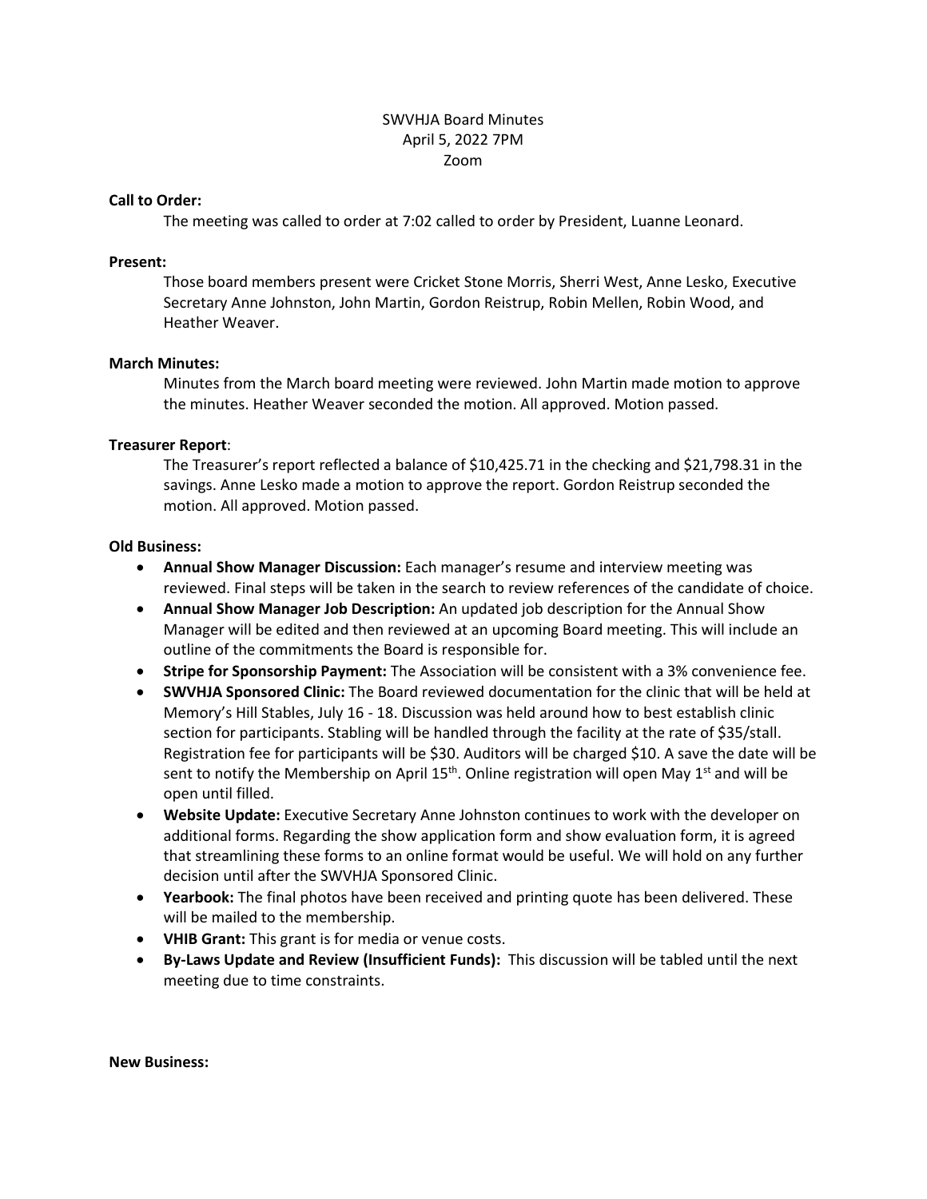SWVHJA Board Minutes
April 5, 2022 7PM
Zoom

**Call to Order:**

The meeting was called to order at 7:02 called to order by President, Luanne Leonard.

**Present:**

Those board members present were Cricket Stone Morris, Sherri West, Anne Lesko, Executive Secretary Anne Johnston, John Martin, Gordon Reistrup, Robin Mellen, Robin Wood, and Heather Weaver.

**March Minutes:**

Minutes from the March board meeting were reviewed. John Martin made motion to approve the minutes. Heather Weaver seconded the motion. All approved. Motion passed.

**Treasurer Report**:

The Treasurer's report reflected a balance of $10,425.71 in the checking and $21,798.31 in the savings. Anne Lesko made a motion to approve the report. Gordon Reistrup seconded the motion. All approved. Motion passed.

**Old Business:**

- **Annual Show Manager Discussion:** Each manager's resume and interview meeting was reviewed. Final steps will be taken in the search to review references of the candidate of choice.
- **Annual Show Manager Job Description:** An updated job description for the Annual Show Manager will be edited and then reviewed at an upcoming Board meeting. This will include an outline of the commitments the Board is responsible for.
- **Stripe for Sponsorship Payment:** The Association will be consistent with a 3% convenience fee.
- **SWVHJA Sponsored Clinic:** The Board reviewed documentation for the clinic that will be held at Memory's Hill Stables, July 16 - 18. Discussion was held around how to best establish clinic section for participants. Stabling will be handled through the facility at the rate of $35/stall. Registration fee for participants will be $30. Auditors will be charged $10. A save the date will be sent to notify the Membership on April 15th. Online registration will open May 1st and will be open until filled.
- **Website Update:** Executive Secretary Anne Johnston continues to work with the developer on additional forms. Regarding the show application form and show evaluation form, it is agreed that streamlining these forms to an online format would be useful. We will hold on any further decision until after the SWVHJA Sponsored Clinic.
- **Yearbook:** The final photos have been received and printing quote has been delivered. These will be mailed to the membership.
- **VHIB Grant:** This grant is for media or venue costs.
- **By-Laws Update and Review (Insufficient Funds):** This discussion will be tabled until the next meeting due to time constraints.

**New Business:**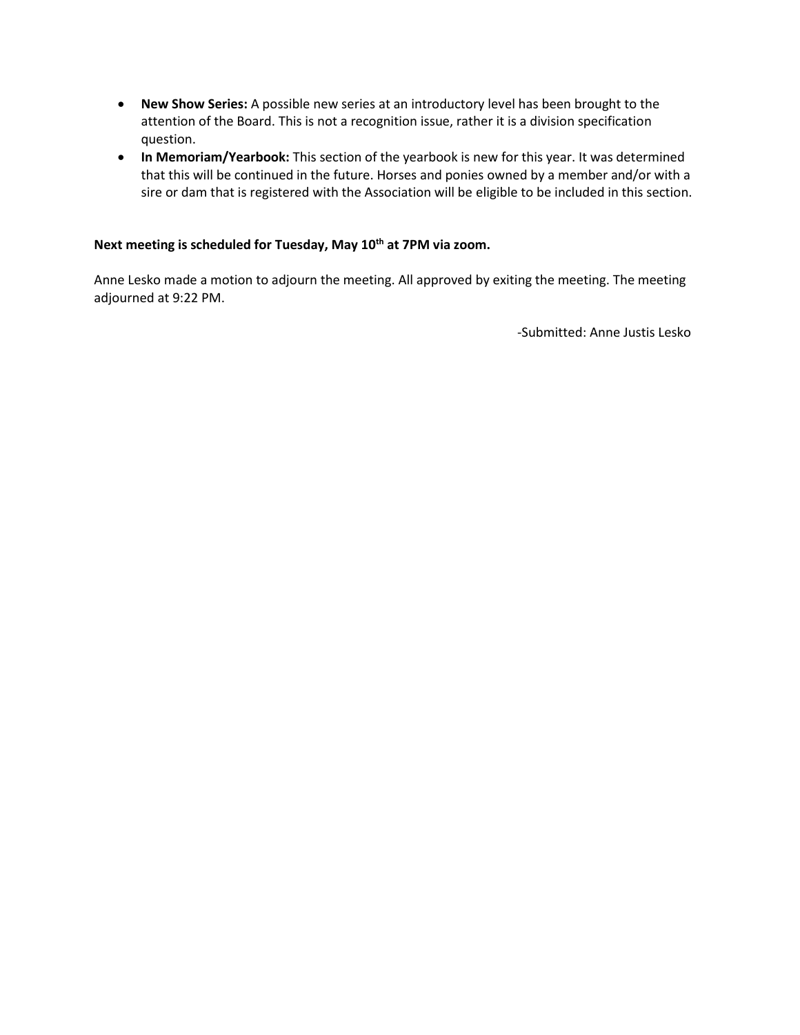- **New Show Series:** A possible new series at an introductory level has been brought to the attention of the Board. This is not a recognition issue, rather it is a division specification question.
- **In Memoriam/Yearbook:** This section of the yearbook is new for this year. It was determined that this will be continued in the future. Horses and ponies owned by a member and/or with a sire or dam that is registered with the Association will be eligible to be included in this section.

**Next meeting is scheduled for Tuesday, May 10th at 7PM via zoom.**

Anne Lesko made a motion to adjourn the meeting. All approved by exiting the meeting. The meeting adjourned at 9:22 PM.

-Submitted: Anne Justis Lesko